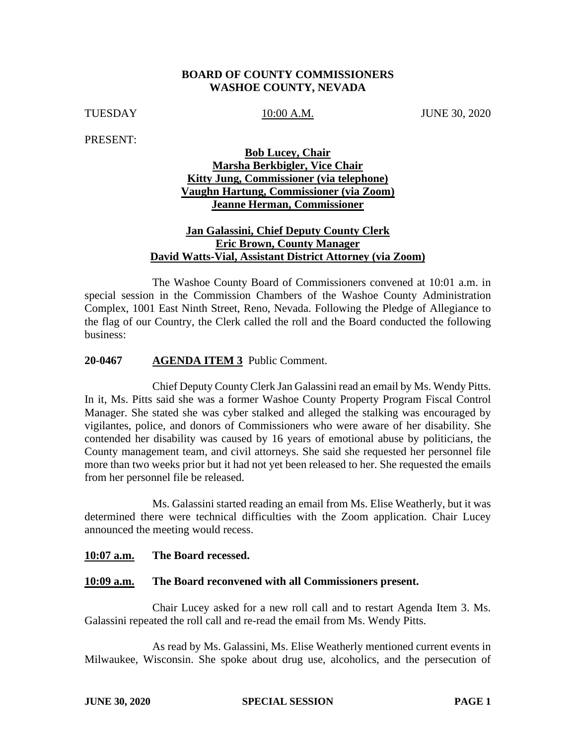**BOARD OF COUNTY COMMISSIONERS**
**WASHOE COUNTY, NEVADA**

TUESDAY 10:00 A.M. JUNE 30, 2020

PRESENT:

**Bob Lucey, Chair**
**Marsha Berkbigler, Vice Chair**
**Kitty Jung, Commissioner (via telephone)**
**Vaughn Hartung, Commissioner (via Zoom)**
**Jeanne Herman, Commissioner**

**Jan Galassini, Chief Deputy County Clerk**
**Eric Brown, County Manager**
**David Watts-Vial, Assistant District Attorney (via Zoom)**

The Washoe County Board of Commissioners convened at 10:01 a.m. in special session in the Commission Chambers of the Washoe County Administration Complex, 1001 East Ninth Street, Reno, Nevada. Following the Pledge of Allegiance to the flag of our Country, the Clerk called the roll and the Board conducted the following business:

**20-0467 AGENDA ITEM 3** Public Comment.

Chief Deputy County Clerk Jan Galassini read an email by Ms. Wendy Pitts. In it, Ms. Pitts said she was a former Washoe County Property Program Fiscal Control Manager. She stated she was cyber stalked and alleged the stalking was encouraged by vigilantes, police, and donors of Commissioners who were aware of her disability. She contended her disability was caused by 16 years of emotional abuse by politicians, the County management team, and civil attorneys. She said she requested her personnel file more than two weeks prior but it had not yet been released to her. She requested the emails from her personnel file be released.

Ms. Galassini started reading an email from Ms. Elise Weatherly, but it was determined there were technical difficulties with the Zoom application. Chair Lucey announced the meeting would recess.

**10:07 a.m. The Board recessed.**

**10:09 a.m. The Board reconvened with all Commissioners present.**

Chair Lucey asked for a new roll call and to restart Agenda Item 3. Ms. Galassini repeated the roll call and re-read the email from Ms. Wendy Pitts.

As read by Ms. Galassini, Ms. Elise Weatherly mentioned current events in Milwaukee, Wisconsin. She spoke about drug use, alcoholics, and the persecution of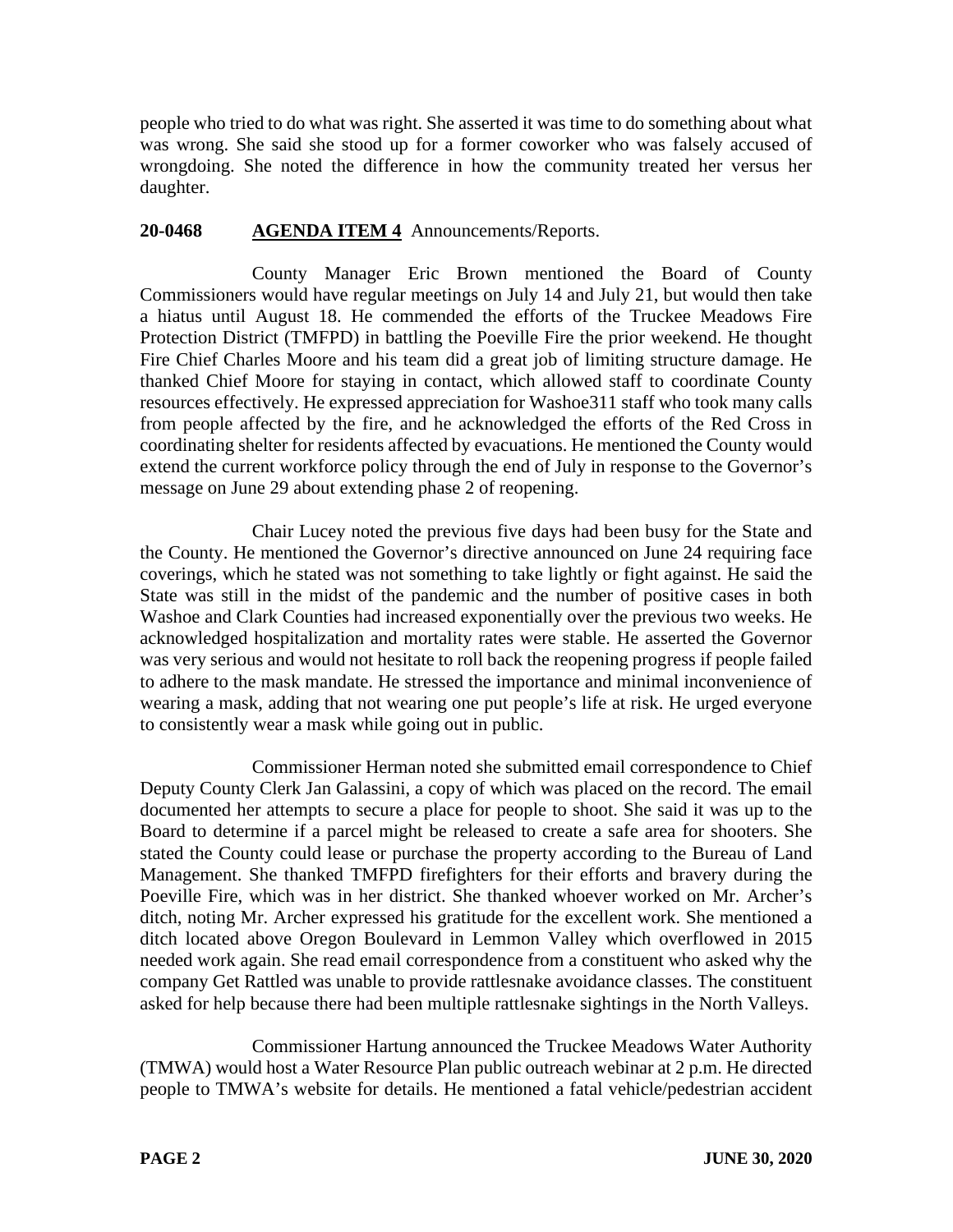people who tried to do what was right. She asserted it was time to do something about what was wrong. She said she stood up for a former coworker who was falsely accused of wrongdoing. She noted the difference in how the community treated her versus her daughter.

**20-0468 AGENDA ITEM 4** Announcements/Reports.

County Manager Eric Brown mentioned the Board of County Commissioners would have regular meetings on July 14 and July 21, but would then take a hiatus until August 18. He commended the efforts of the Truckee Meadows Fire Protection District (TMFPD) in battling the Poeville Fire the prior weekend. He thought Fire Chief Charles Moore and his team did a great job of limiting structure damage. He thanked Chief Moore for staying in contact, which allowed staff to coordinate County resources effectively. He expressed appreciation for Washoe311 staff who took many calls from people affected by the fire, and he acknowledged the efforts of the Red Cross in coordinating shelter for residents affected by evacuations. He mentioned the County would extend the current workforce policy through the end of July in response to the Governor's message on June 29 about extending phase 2 of reopening.

Chair Lucey noted the previous five days had been busy for the State and the County. He mentioned the Governor's directive announced on June 24 requiring face coverings, which he stated was not something to take lightly or fight against. He said the State was still in the midst of the pandemic and the number of positive cases in both Washoe and Clark Counties had increased exponentially over the previous two weeks. He acknowledged hospitalization and mortality rates were stable. He asserted the Governor was very serious and would not hesitate to roll back the reopening progress if people failed to adhere to the mask mandate. He stressed the importance and minimal inconvenience of wearing a mask, adding that not wearing one put people's life at risk. He urged everyone to consistently wear a mask while going out in public.

Commissioner Herman noted she submitted email correspondence to Chief Deputy County Clerk Jan Galassini, a copy of which was placed on the record. The email documented her attempts to secure a place for people to shoot. She said it was up to the Board to determine if a parcel might be released to create a safe area for shooters. She stated the County could lease or purchase the property according to the Bureau of Land Management. She thanked TMFPD firefighters for their efforts and bravery during the Poeville Fire, which was in her district. She thanked whoever worked on Mr. Archer's ditch, noting Mr. Archer expressed his gratitude for the excellent work. She mentioned a ditch located above Oregon Boulevard in Lemmon Valley which overflowed in 2015 needed work again. She read email correspondence from a constituent who asked why the company Get Rattled was unable to provide rattlesnake avoidance classes. The constituent asked for help because there had been multiple rattlesnake sightings in the North Valleys.

Commissioner Hartung announced the Truckee Meadows Water Authority (TMWA) would host a Water Resource Plan public outreach webinar at 2 p.m. He directed people to TMWA's website for details. He mentioned a fatal vehicle/pedestrian accident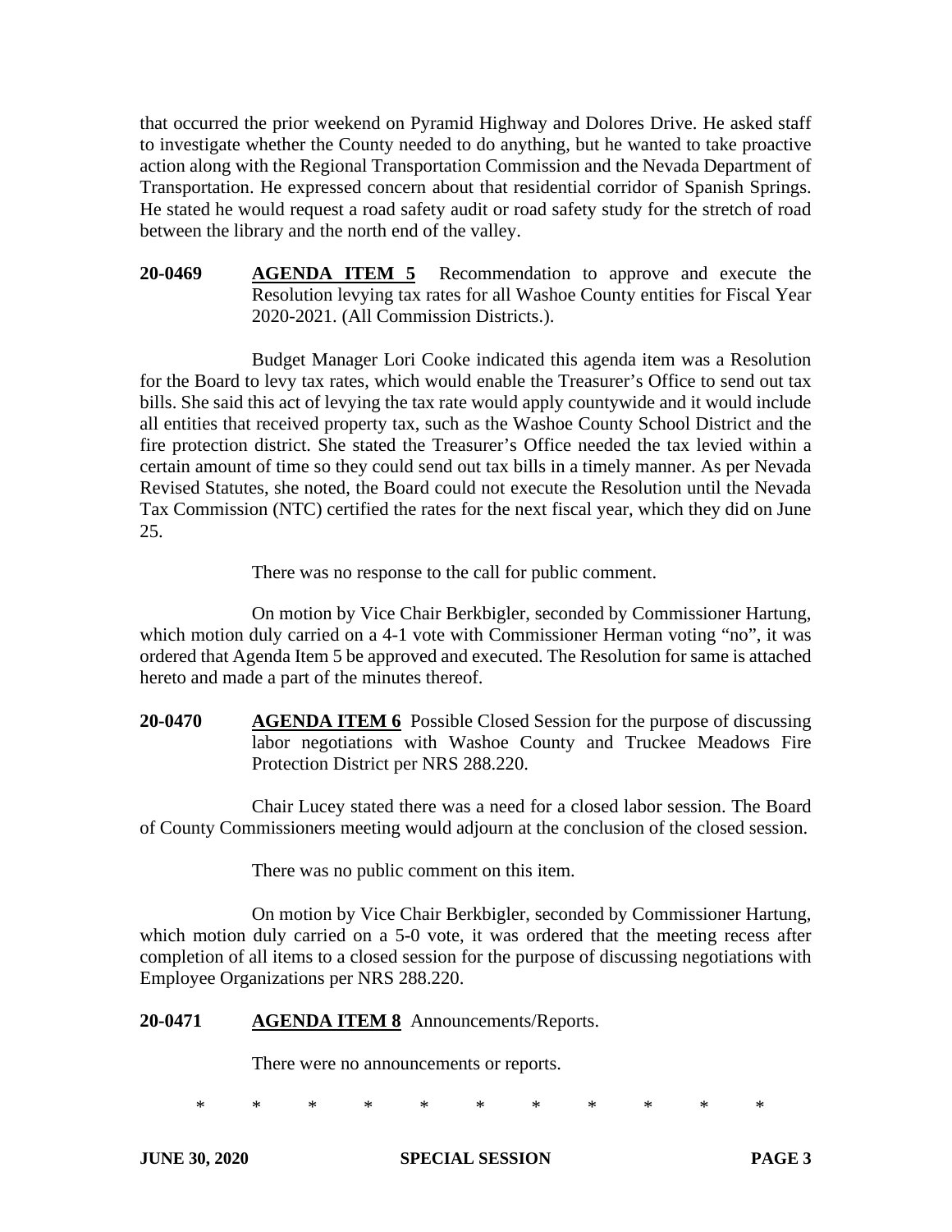that occurred the prior weekend on Pyramid Highway and Dolores Drive. He asked staff to investigate whether the County needed to do anything, but he wanted to take proactive action along with the Regional Transportation Commission and the Nevada Department of Transportation. He expressed concern about that residential corridor of Spanish Springs. He stated he would request a road safety audit or road safety study for the stretch of road between the library and the north end of the valley.

**20-0469** **AGENDA ITEM 5** Recommendation to approve and execute the Resolution levying tax rates for all Washoe County entities for Fiscal Year 2020-2021. (All Commission Districts.).

Budget Manager Lori Cooke indicated this agenda item was a Resolution for the Board to levy tax rates, which would enable the Treasurer's Office to send out tax bills. She said this act of levying the tax rate would apply countywide and it would include all entities that received property tax, such as the Washoe County School District and the fire protection district. She stated the Treasurer's Office needed the tax levied within a certain amount of time so they could send out tax bills in a timely manner. As per Nevada Revised Statutes, she noted, the Board could not execute the Resolution until the Nevada Tax Commission (NTC) certified the rates for the next fiscal year, which they did on June 25.

There was no response to the call for public comment.

On motion by Vice Chair Berkbigler, seconded by Commissioner Hartung, which motion duly carried on a 4-1 vote with Commissioner Herman voting "no", it was ordered that Agenda Item 5 be approved and executed. The Resolution for same is attached hereto and made a part of the minutes thereof.

**20-0470** **AGENDA ITEM 6** Possible Closed Session for the purpose of discussing labor negotiations with Washoe County and Truckee Meadows Fire Protection District per NRS 288.220.

Chair Lucey stated there was a need for a closed labor session. The Board of County Commissioners meeting would adjourn at the conclusion of the closed session.

There was no public comment on this item.

On motion by Vice Chair Berkbigler, seconded by Commissioner Hartung, which motion duly carried on a 5-0 vote, it was ordered that the meeting recess after completion of all items to a closed session for the purpose of discussing negotiations with Employee Organizations per NRS 288.220.

**20-0471** **AGENDA ITEM 8** Announcements/Reports.

There were no announcements or reports.

\* \* \* \* \* \* \* \* \* \* \*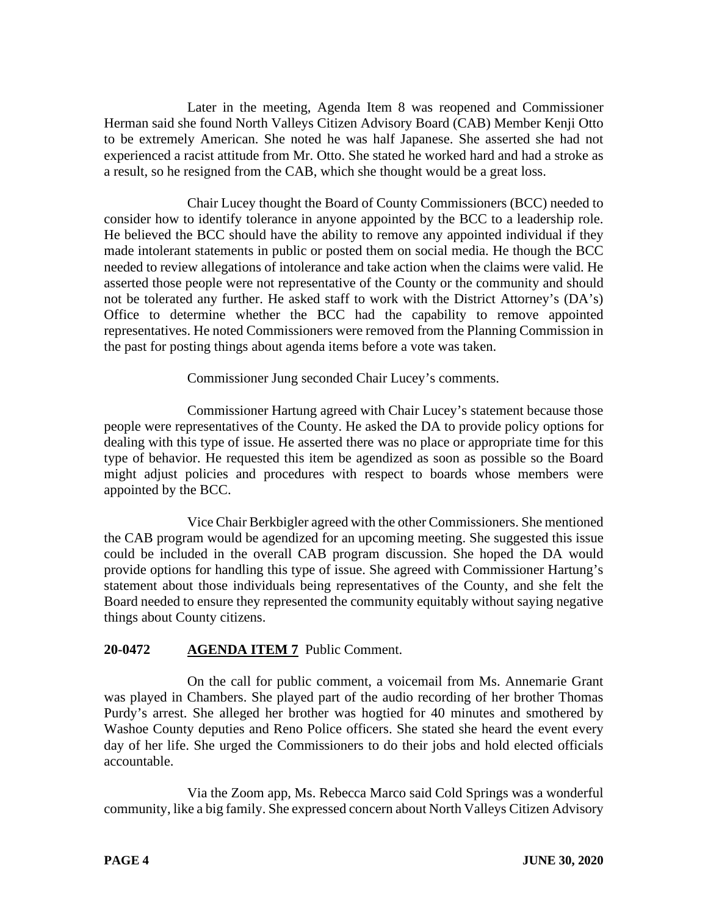Later in the meeting, Agenda Item 8 was reopened and Commissioner Herman said she found North Valleys Citizen Advisory Board (CAB) Member Kenji Otto to be extremely American. She noted he was half Japanese. She asserted she had not experienced a racist attitude from Mr. Otto. She stated he worked hard and had a stroke as a result, so he resigned from the CAB, which she thought would be a great loss.

Chair Lucey thought the Board of County Commissioners (BCC) needed to consider how to identify tolerance in anyone appointed by the BCC to a leadership role. He believed the BCC should have the ability to remove any appointed individual if they made intolerant statements in public or posted them on social media. He though the BCC needed to review allegations of intolerance and take action when the claims were valid. He asserted those people were not representative of the County or the community and should not be tolerated any further. He asked staff to work with the District Attorney's (DA's) Office to determine whether the BCC had the capability to remove appointed representatives. He noted Commissioners were removed from the Planning Commission in the past for posting things about agenda items before a vote was taken.

Commissioner Jung seconded Chair Lucey's comments.

Commissioner Hartung agreed with Chair Lucey's statement because those people were representatives of the County. He asked the DA to provide policy options for dealing with this type of issue. He asserted there was no place or appropriate time for this type of behavior. He requested this item be agendized as soon as possible so the Board might adjust policies and procedures with respect to boards whose members were appointed by the BCC.

Vice Chair Berkbigler agreed with the other Commissioners. She mentioned the CAB program would be agendized for an upcoming meeting. She suggested this issue could be included in the overall CAB program discussion. She hoped the DA would provide options for handling this type of issue. She agreed with Commissioner Hartung's statement about those individuals being representatives of the County, and she felt the Board needed to ensure they represented the community equitably without saying negative things about County citizens.

**20-0472 AGENDA ITEM 7** Public Comment.

On the call for public comment, a voicemail from Ms. Annemarie Grant was played in Chambers. She played part of the audio recording of her brother Thomas Purdy's arrest. She alleged her brother was hogtied for 40 minutes and smothered by Washoe County deputies and Reno Police officers. She stated she heard the event every day of her life. She urged the Commissioners to do their jobs and hold elected officials accountable.

Via the Zoom app, Ms. Rebecca Marco said Cold Springs was a wonderful community, like a big family. She expressed concern about North Valleys Citizen Advisory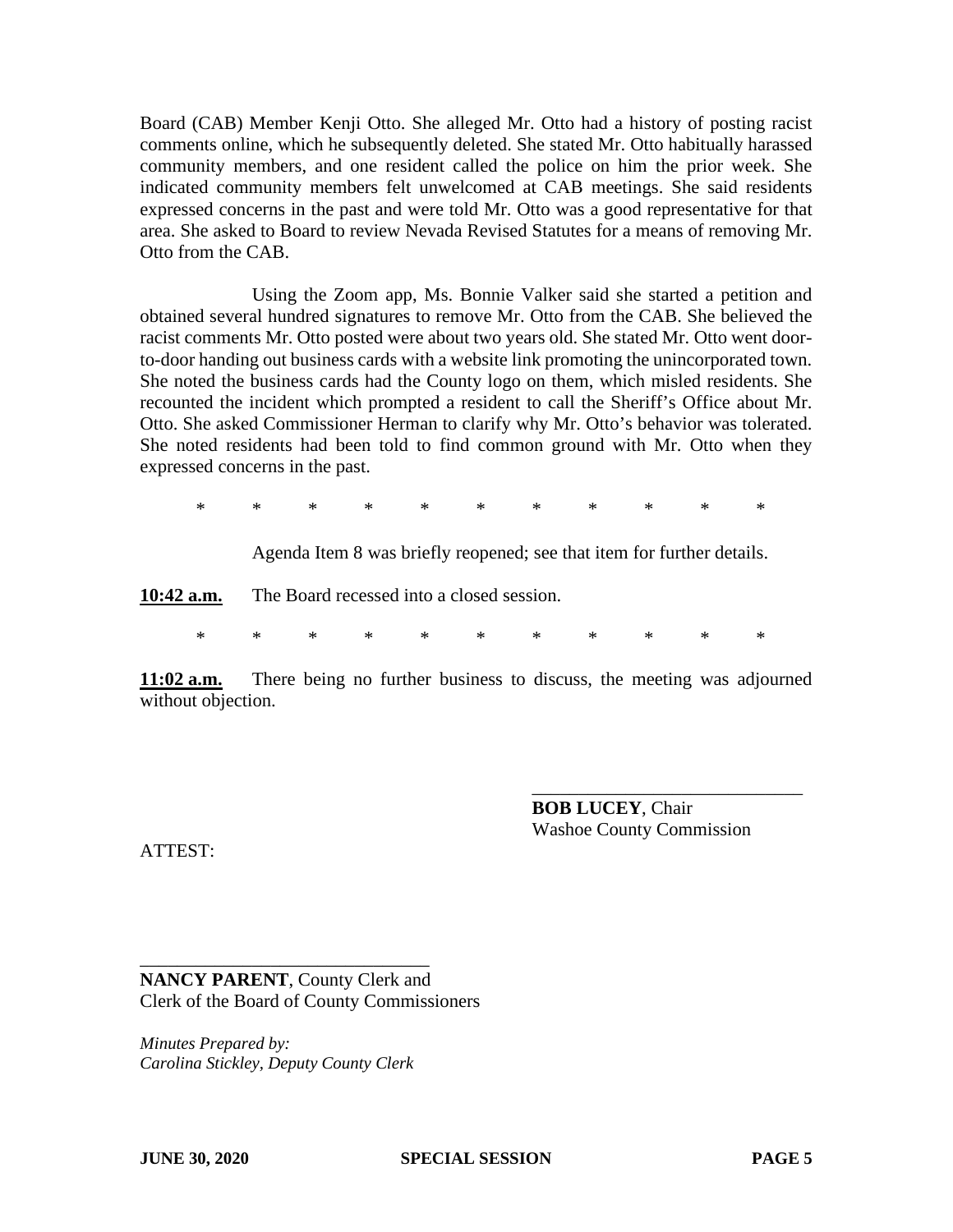Board (CAB) Member Kenji Otto. She alleged Mr. Otto had a history of posting racist comments online, which he subsequently deleted. She stated Mr. Otto habitually harassed community members, and one resident called the police on him the prior week. She indicated community members felt unwelcomed at CAB meetings. She said residents expressed concerns in the past and were told Mr. Otto was a good representative for that area. She asked to Board to review Nevada Revised Statutes for a means of removing Mr. Otto from the CAB.

Using the Zoom app, Ms. Bonnie Valker said she started a petition and obtained several hundred signatures to remove Mr. Otto from the CAB. She believed the racist comments Mr. Otto posted were about two years old. She stated Mr. Otto went door-to-door handing out business cards with a website link promoting the unincorporated town. She noted the business cards had the County logo on them, which misled residents. She recounted the incident which prompted a resident to call the Sheriff's Office about Mr. Otto. She asked Commissioner Herman to clarify why Mr. Otto's behavior was tolerated. She noted residents had been told to find common ground with Mr. Otto when they expressed concerns in the past.

\* \* \* \* \* \* \* \* \* \* \*

Agenda Item 8 was briefly reopened; see that item for further details.

**10:42 a.m.** The Board recessed into a closed session.

\* \* \* \* \* \* \* \* \* \* \*

**11:02 a.m.** There being no further business to discuss, the meeting was adjourned without objection.

\_\_\_\_\_\_\_\_\_\_\_\_\_\_\_\_\_\_\_\_\_\_\_\_\_\_\_\_\_\_
**BOB LUCEY**, Chair
Washoe County Commission

ATTEST:

\_\_\_\_\_\_\_\_\_\_\_\_\_\_\_\_\_\_\_\_\_\_\_\_\_\_\_\_\_\_
**NANCY PARENT**, County Clerk and
Clerk of the Board of County Commissioners

*Minutes Prepared by:*
*Carolina Stickley, Deputy County Clerk*